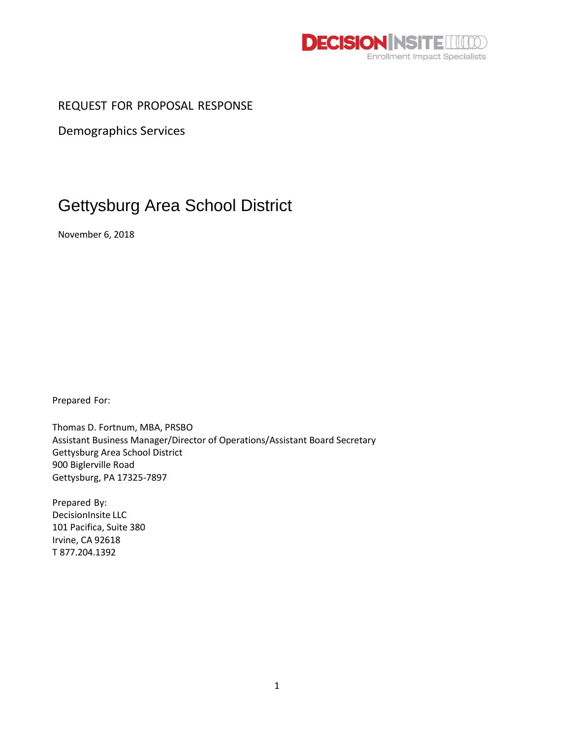DECISIONINSITE
Enrollment Impact Specialists

REQUEST FOR PROPOSAL RESPONSE

Demographics Services

# Gettysburg Area School District

November 6, 2018

Prepared For:

Thomas D. Fortnum, MBA, PRSBO
Assistant Business Manager/Director of Operations/Assistant Board Secretary
Gettysburg Area School District
900 Biglerville Road
Gettysburg, PA 17325-7897

Prepared By:
DecisionInsite LLC
101 Pacifica, Suite 380
Irvine, CA 92618
T 877.204.1392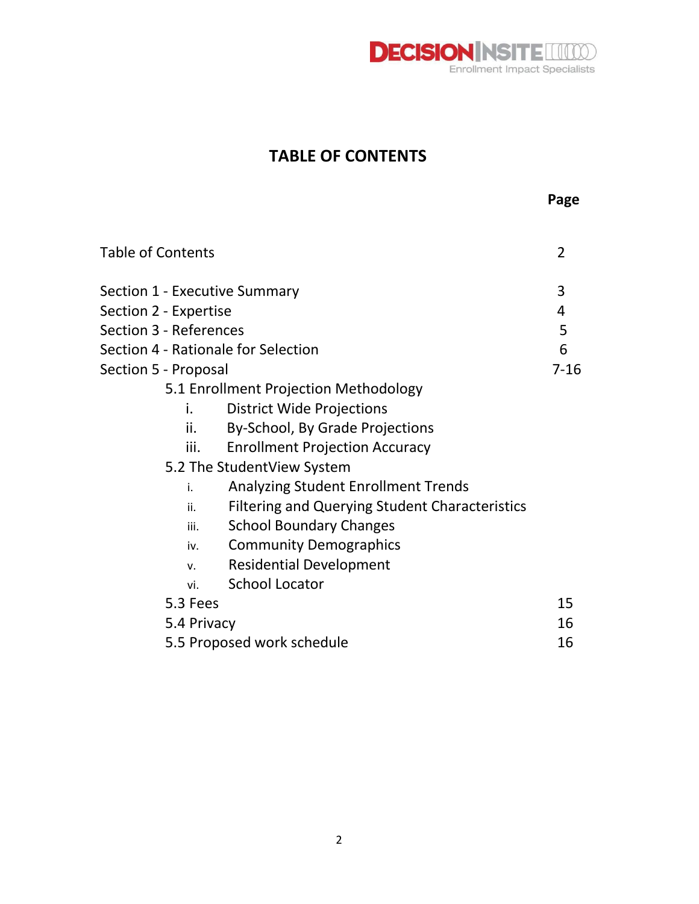# TABLE OF CONTENTS

| | Page |
|---|---|
| Table of Contents | 2 |
| Section 1 - Executive Summary | 3 |
| Section 2 - Expertise | 4 |
| Section 3 - References | 5 |
| Section 4 - Rationale for Selection | 6 |
| Section 5 - Proposal | 7-16 |
| 5.1 Enrollment Projection Methodology | |
| i. District Wide Projections | |
| ii. By-School, By Grade Projections | |
| iii. Enrollment Projection Accuracy | |
| 5.2 The StudentView System | |
| i. Analyzing Student Enrollment Trends | |
| ii. Filtering and Querying Student Characteristics | |
| iii. School Boundary Changes | |
| iv. Community Demographics | |
| v. Residential Development | |
| vi. School Locator | |
| 5.3 Fees | 15 |
| 5.4 Privacy | 16 |
| 5.5 Proposed work schedule | 16 |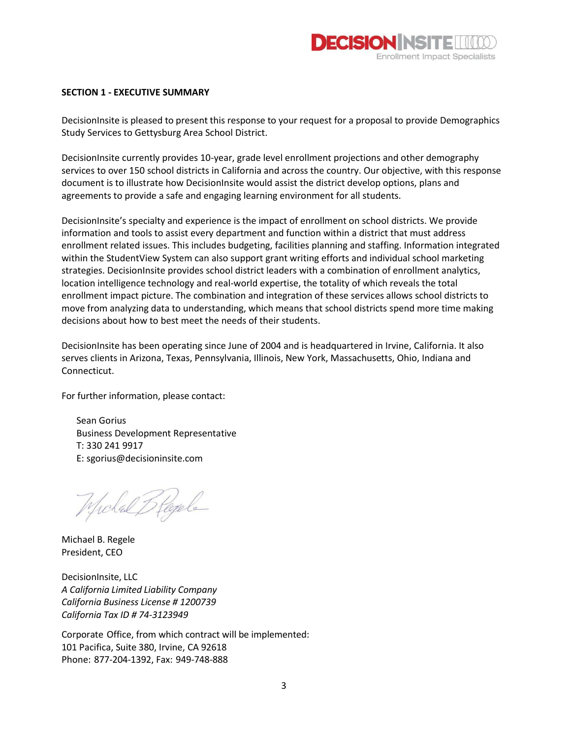## SECTION 1 - EXECUTIVE SUMMARY

DecisionInsite is pleased to present this response to your request for a proposal to provide Demographics Study Services to Gettysburg Area School District.

DecisionInsite currently provides 10-year, grade level enrollment projections and other demography services to over 150 school districts in California and across the country. Our objective, with this response document is to illustrate how DecisionInsite would assist the district develop options, plans and agreements to provide a safe and engaging learning environment for all students.

DecisionInsite's specialty and experience is the impact of enrollment on school districts. We provide information and tools to assist every department and function within a district that must address enrollment related issues. This includes budgeting, facilities planning and staffing. Information integrated within the StudentView System can also support grant writing efforts and individual school marketing strategies. DecisionInsite provides school district leaders with a combination of enrollment analytics, location intelligence technology and real-world expertise, the totality of which reveals the total enrollment impact picture. The combination and integration of these services allows school districts to move from analyzing data to understanding, which means that school districts spend more time making decisions about how to best meet the needs of their students.

DecisionInsite has been operating since June of 2004 and is headquartered in Irvine, California. It also serves clients in Arizona, Texas, Pennsylvania, Illinois, New York, Massachusetts, Ohio, Indiana and Connecticut.

For further information, please contact:

Sean Gorius
Business Development Representative
T: 330 241 9917
E: sgorius@decisioninsite.com

Michael B. Regele
President, CEO

DecisionInsite, LLC
*A California Limited Liability Company*
*California Business License # 1200739*
*California Tax ID # 74-3123949*

Corporate Office, from which contract will be implemented:
101 Pacifica, Suite 380, Irvine, CA 92618
Phone: 877-204-1392, Fax: 949-748-888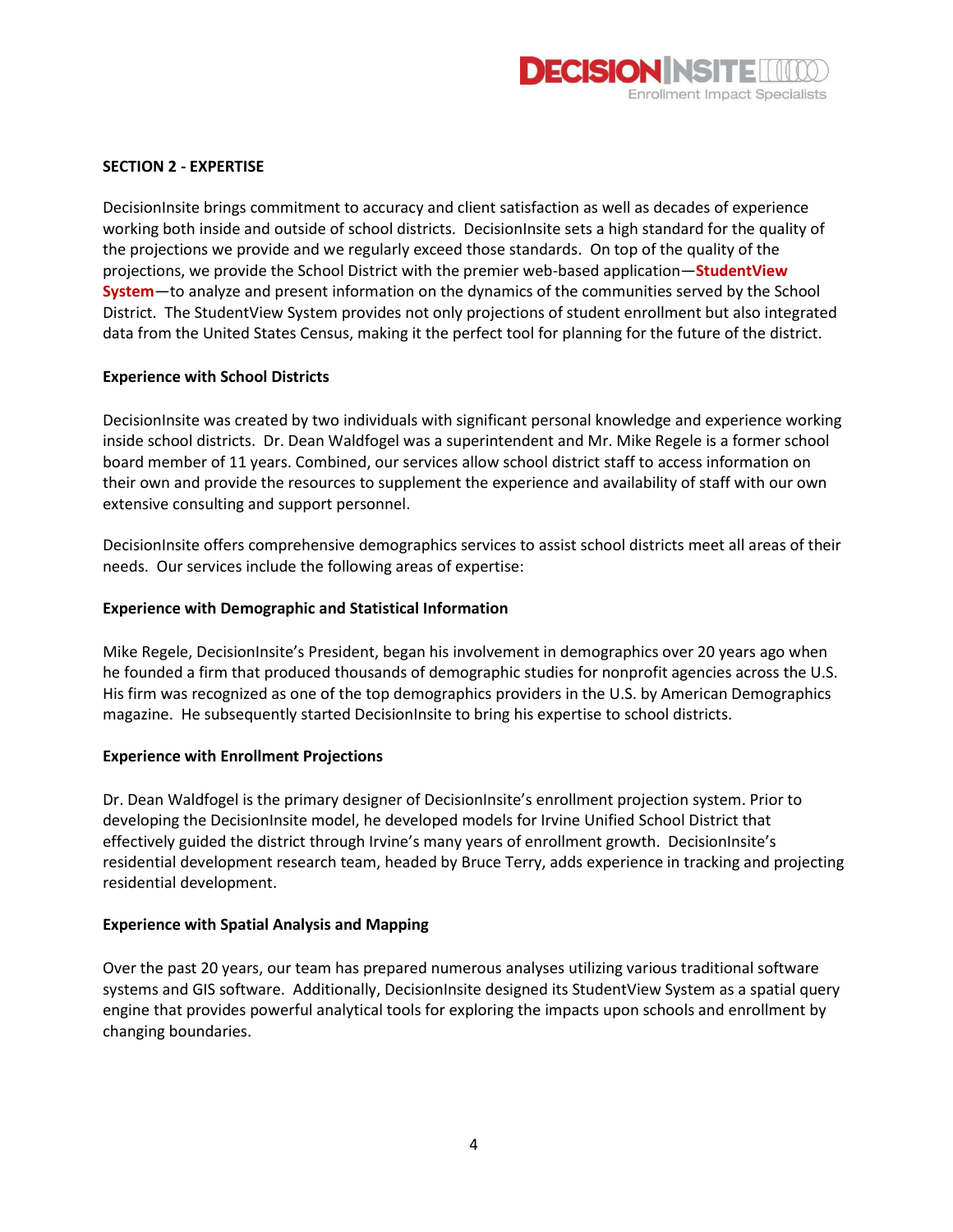## SECTION 2 - EXPERTISE

DecisionInsite brings commitment to accuracy and client satisfaction as well as decades of experience working both inside and outside of school districts. DecisionInsite sets a high standard for the quality of the projections we provide and we regularly exceed those standards. On top of the quality of the projections, we provide the School District with the premier web-based application—**StudentView System**—to analyze and present information on the dynamics of the communities served by the School District. The StudentView System provides not only projections of student enrollment but also integrated data from the United States Census, making it the perfect tool for planning for the future of the district.

### Experience with School Districts

DecisionInsite was created by two individuals with significant personal knowledge and experience working inside school districts. Dr. Dean Waldfogel was a superintendent and Mr. Mike Regele is a former school board member of 11 years. Combined, our services allow school district staff to access information on their own and provide the resources to supplement the experience and availability of staff with our own extensive consulting and support personnel.

DecisionInsite offers comprehensive demographics services to assist school districts meet all areas of their needs. Our services include the following areas of expertise:

### Experience with Demographic and Statistical Information

Mike Regele, DecisionInsite's President, began his involvement in demographics over 20 years ago when he founded a firm that produced thousands of demographic studies for nonprofit agencies across the U.S. His firm was recognized as one of the top demographics providers in the U.S. by American Demographics magazine. He subsequently started DecisionInsite to bring his expertise to school districts.

### Experience with Enrollment Projections

Dr. Dean Waldfogel is the primary designer of DecisionInsite's enrollment projection system. Prior to developing the DecisionInsite model, he developed models for Irvine Unified School District that effectively guided the district through Irvine's many years of enrollment growth. DecisionInsite's residential development research team, headed by Bruce Terry, adds experience in tracking and projecting residential development.

### Experience with Spatial Analysis and Mapping

Over the past 20 years, our team has prepared numerous analyses utilizing various traditional software systems and GIS software. Additionally, DecisionInsite designed its StudentView System as a spatial query engine that provides powerful analytical tools for exploring the impacts upon schools and enrollment by changing boundaries.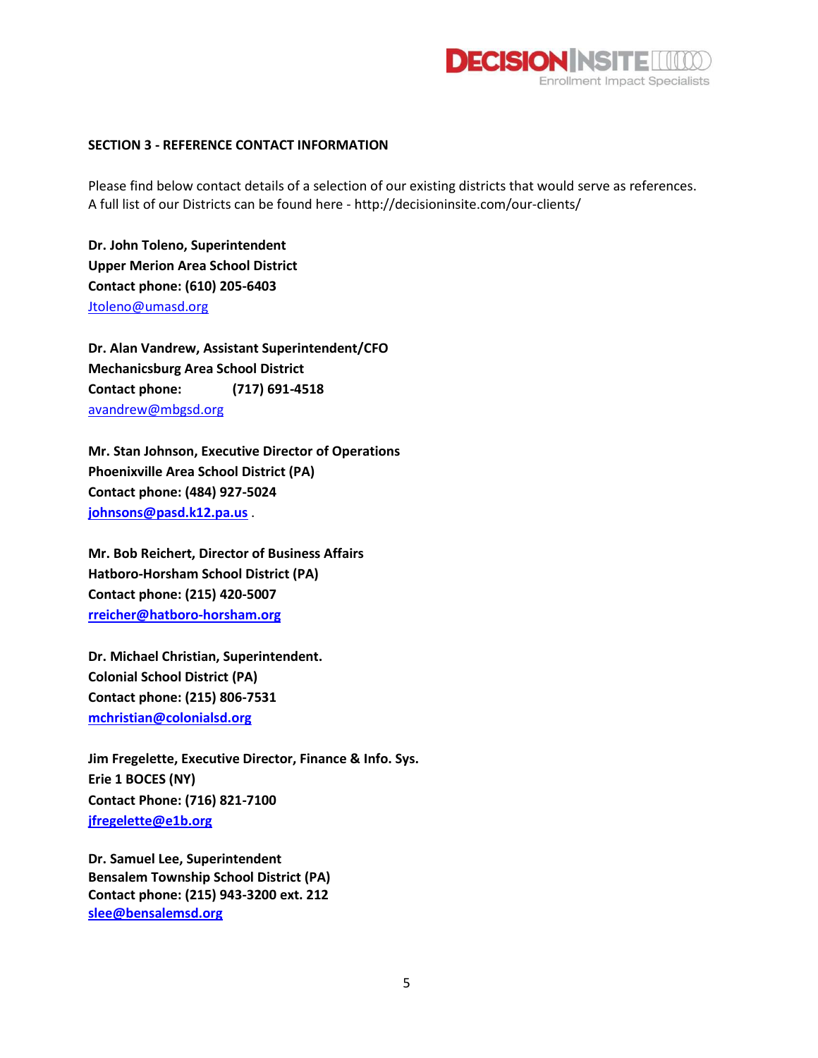## SECTION 3 - REFERENCE CONTACT INFORMATION

Please find below contact details of a selection of our existing districts that would serve as references. A full list of our Districts can be found here - http://decisioninsite.com/our-clients/

**Dr. John Toleno, Superintendent**
**Upper Merion Area School District**
**Contact phone: (610) 205-6403**
Jtoleno@umasd.org

**Dr. Alan Vandrew, Assistant Superintendent/CFO**
**Mechanicsburg Area School District**
**Contact phone: (717) 691-4518**
avandrew@mbgsd.org

**Mr. Stan Johnson, Executive Director of Operations**
**Phoenixville Area School District (PA)**
**Contact phone: (484) 927-5024**
**johnsons@pasd.k12.pa.us** .

**Mr. Bob Reichert, Director of Business Affairs**
**Hatboro-Horsham School District (PA)**
**Contact phone: (215) 420-5007**
**rreicher@hatboro-horsham.org**

**Dr. Michael Christian, Superintendent.**
**Colonial School District (PA)**
**Contact phone: (215) 806-7531**
**mchristian@colonialsd.org**

**Jim Fregelette, Executive Director, Finance & Info. Sys.**
**Erie 1 BOCES (NY)**
**Contact Phone: (716) 821-7100**
**jfregelette@e1b.org**

**Dr. Samuel Lee, Superintendent**
**Bensalem Township School District (PA)**
**Contact phone: (215) 943-3200 ext. 212**
**slee@bensalemsd.org**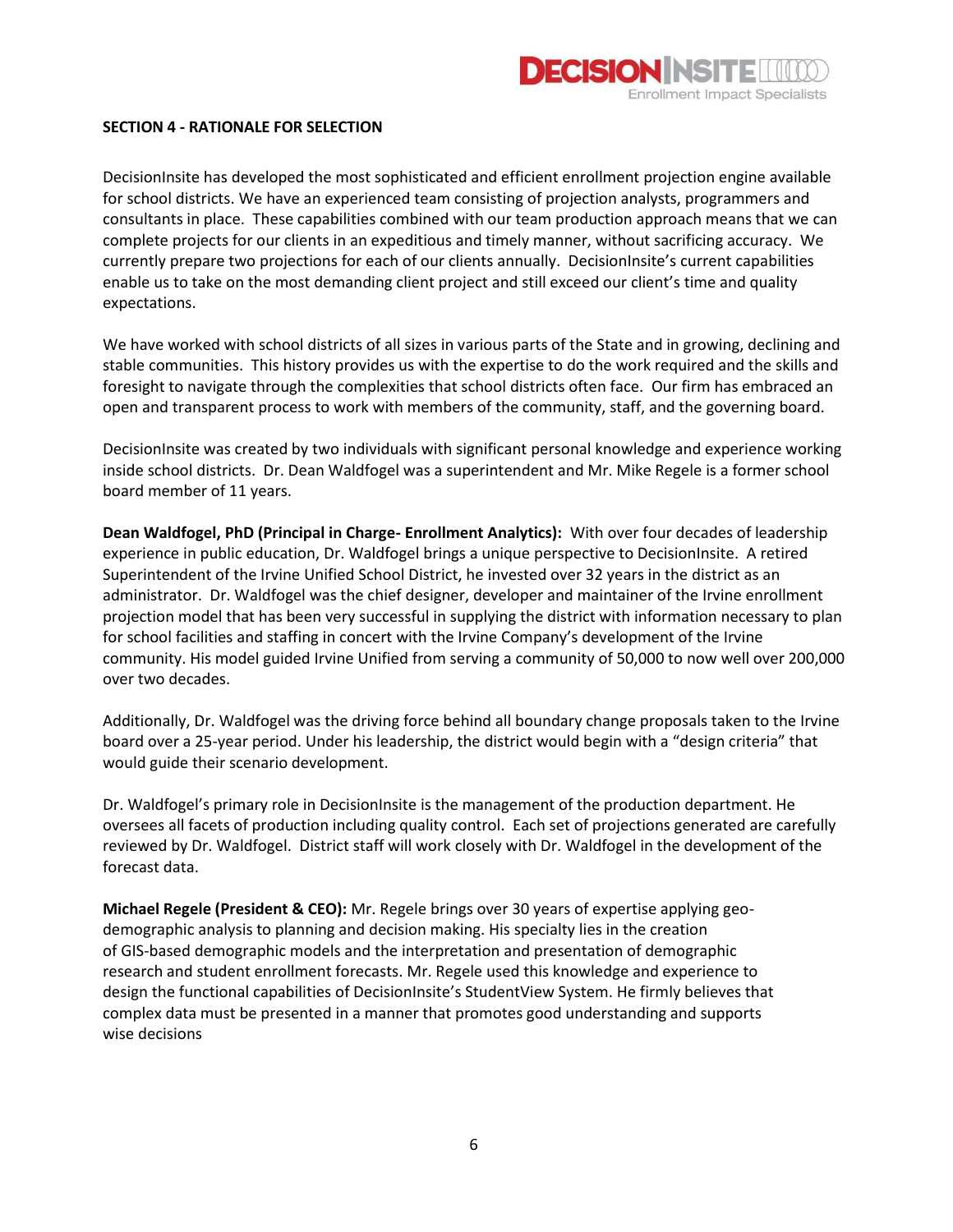## SECTION 4 - RATIONALE FOR SELECTION

DecisionInsite has developed the most sophisticated and efficient enrollment projection engine available for school districts. We have an experienced team consisting of projection analysts, programmers and consultants in place. These capabilities combined with our team production approach means that we can complete projects for our clients in an expeditious and timely manner, without sacrificing accuracy. We currently prepare two projections for each of our clients annually. DecisionInsite's current capabilities enable us to take on the most demanding client project and still exceed our client's time and quality expectations.

We have worked with school districts of all sizes in various parts of the State and in growing, declining and stable communities. This history provides us with the expertise to do the work required and the skills and foresight to navigate through the complexities that school districts often face. Our firm has embraced an open and transparent process to work with members of the community, staff, and the governing board.

DecisionInsite was created by two individuals with significant personal knowledge and experience working inside school districts. Dr. Dean Waldfogel was a superintendent and Mr. Mike Regele is a former school board member of 11 years.

**Dean Waldfogel, PhD (Principal in Charge- Enrollment Analytics):** With over four decades of leadership experience in public education, Dr. Waldfogel brings a unique perspective to DecisionInsite. A retired Superintendent of the Irvine Unified School District, he invested over 32 years in the district as an administrator. Dr. Waldfogel was the chief designer, developer and maintainer of the Irvine enrollment projection model that has been very successful in supplying the district with information necessary to plan for school facilities and staffing in concert with the Irvine Company's development of the Irvine community. His model guided Irvine Unified from serving a community of 50,000 to now well over 200,000 over two decades.

Additionally, Dr. Waldfogel was the driving force behind all boundary change proposals taken to the Irvine board over a 25-year period. Under his leadership, the district would begin with a "design criteria" that would guide their scenario development.

Dr. Waldfogel's primary role in DecisionInsite is the management of the production department. He oversees all facets of production including quality control. Each set of projections generated are carefully reviewed by Dr. Waldfogel. District staff will work closely with Dr. Waldfogel in the development of the forecast data.

**Michael Regele (President & CEO):** Mr. Regele brings over 30 years of expertise applying geo-demographic analysis to planning and decision making. His specialty lies in the creation of GIS-based demographic models and the interpretation and presentation of demographic research and student enrollment forecasts. Mr. Regele used this knowledge and experience to design the functional capabilities of DecisionInsite's StudentView System. He firmly believes that complex data must be presented in a manner that promotes good understanding and supports wise decisions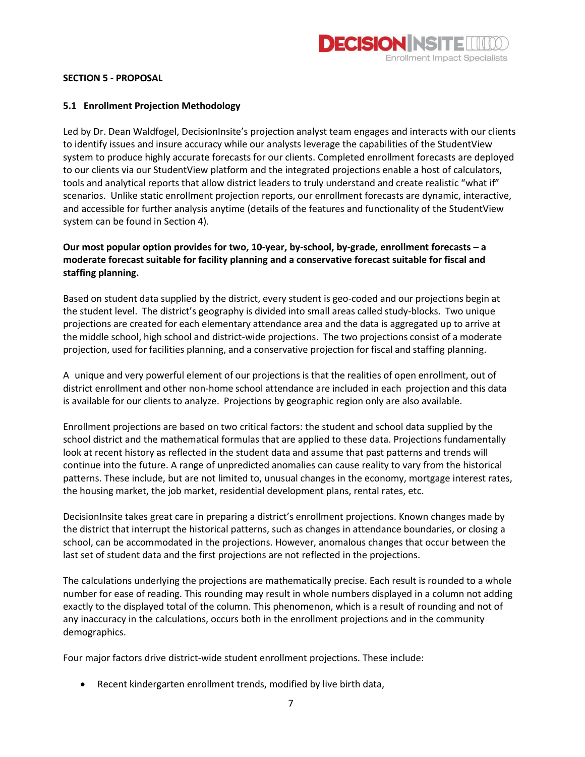## SECTION 5 - PROPOSAL

### 5.1 Enrollment Projection Methodology

Led by Dr. Dean Waldfogel, DecisionInsite's projection analyst team engages and interacts with our clients to identify issues and insure accuracy while our analysts leverage the capabilities of the StudentView system to produce highly accurate forecasts for our clients. Completed enrollment forecasts are deployed to our clients via our StudentView platform and the integrated projections enable a host of calculators, tools and analytical reports that allow district leaders to truly understand and create realistic "what if" scenarios. Unlike static enrollment projection reports, our enrollment forecasts are dynamic, interactive, and accessible for further analysis anytime (details of the features and functionality of the StudentView system can be found in Section 4).

**Our most popular option provides for two, 10-year, by-school, by-grade, enrollment forecasts – a moderate forecast suitable for facility planning and a conservative forecast suitable for fiscal and staffing planning.**

Based on student data supplied by the district, every student is geo-coded and our projections begin at the student level. The district's geography is divided into small areas called study-blocks. Two unique projections are created for each elementary attendance area and the data is aggregated up to arrive at the middle school, high school and district-wide projections. The two projections consist of a moderate projection, used for facilities planning, and a conservative projection for fiscal and staffing planning.

A unique and very powerful element of our projections is that the realities of open enrollment, out of district enrollment and other non-home school attendance are included in each projection and this data is available for our clients to analyze. Projections by geographic region only are also available.

Enrollment projections are based on two critical factors: the student and school data supplied by the school district and the mathematical formulas that are applied to these data. Projections fundamentally look at recent history as reflected in the student data and assume that past patterns and trends will continue into the future. A range of unpredicted anomalies can cause reality to vary from the historical patterns. These include, but are not limited to, unusual changes in the economy, mortgage interest rates, the housing market, the job market, residential development plans, rental rates, etc.

DecisionInsite takes great care in preparing a district's enrollment projections. Known changes made by the district that interrupt the historical patterns, such as changes in attendance boundaries, or closing a school, can be accommodated in the projections. However, anomalous changes that occur between the last set of student data and the first projections are not reflected in the projections.

The calculations underlying the projections are mathematically precise. Each result is rounded to a whole number for ease of reading. This rounding may result in whole numbers displayed in a column not adding exactly to the displayed total of the column. This phenomenon, which is a result of rounding and not of any inaccuracy in the calculations, occurs both in the enrollment projections and in the community demographics.

Four major factors drive district-wide student enrollment projections. These include:

- Recent kindergarten enrollment trends, modified by live birth data,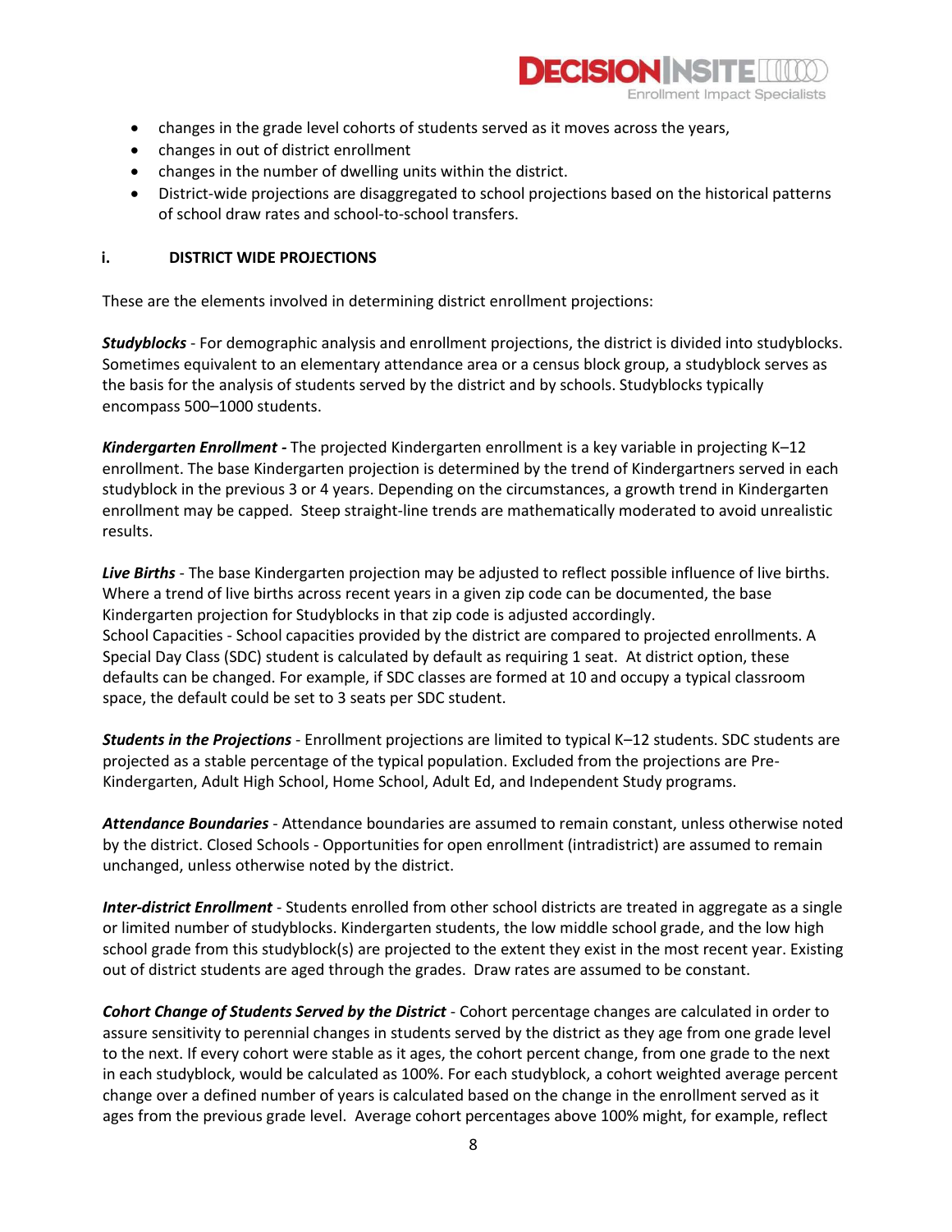- changes in the grade level cohorts of students served as it moves across the years,
- changes in out of district enrollment
- changes in the number of dwelling units within the district.
- District-wide projections are disaggregated to school projections based on the historical patterns of school draw rates and school-to-school transfers.

#### i. DISTRICT WIDE PROJECTIONS

These are the elements involved in determining district enrollment projections:

***Studyblocks*** - For demographic analysis and enrollment projections, the district is divided into studyblocks. Sometimes equivalent to an elementary attendance area or a census block group, a studyblock serves as the basis for the analysis of students served by the district and by schools. Studyblocks typically encompass 500–1000 students.

***Kindergarten Enrollment -*** The projected Kindergarten enrollment is a key variable in projecting K–12 enrollment. The base Kindergarten projection is determined by the trend of Kindergartners served in each studyblock in the previous 3 or 4 years. Depending on the circumstances, a growth trend in Kindergarten enrollment may be capped. Steep straight-line trends are mathematically moderated to avoid unrealistic results.

***Live Births*** - The base Kindergarten projection may be adjusted to reflect possible influence of live births. Where a trend of live births across recent years in a given zip code can be documented, the base Kindergarten projection for Studyblocks in that zip code is adjusted accordingly.
School Capacities - School capacities provided by the district are compared to projected enrollments. A Special Day Class (SDC) student is calculated by default as requiring 1 seat. At district option, these defaults can be changed. For example, if SDC classes are formed at 10 and occupy a typical classroom space, the default could be set to 3 seats per SDC student.

***Students in the Projections*** - Enrollment projections are limited to typical K–12 students. SDC students are projected as a stable percentage of the typical population. Excluded from the projections are Pre-Kindergarten, Adult High School, Home School, Adult Ed, and Independent Study programs.

***Attendance Boundaries*** - Attendance boundaries are assumed to remain constant, unless otherwise noted by the district. Closed Schools - Opportunities for open enrollment (intradistrict) are assumed to remain unchanged, unless otherwise noted by the district.

***Inter-district Enrollment*** - Students enrolled from other school districts are treated in aggregate as a single or limited number of studyblocks. Kindergarten students, the low middle school grade, and the low high school grade from this studyblock(s) are projected to the extent they exist in the most recent year. Existing out of district students are aged through the grades. Draw rates are assumed to be constant.

***Cohort Change of Students Served by the District*** - Cohort percentage changes are calculated in order to assure sensitivity to perennial changes in students served by the district as they age from one grade level to the next. If every cohort were stable as it ages, the cohort percent change, from one grade to the next in each studyblock, would be calculated as 100%. For each studyblock, a cohort weighted average percent change over a defined number of years is calculated based on the change in the enrollment served as it ages from the previous grade level. Average cohort percentages above 100% might, for example, reflect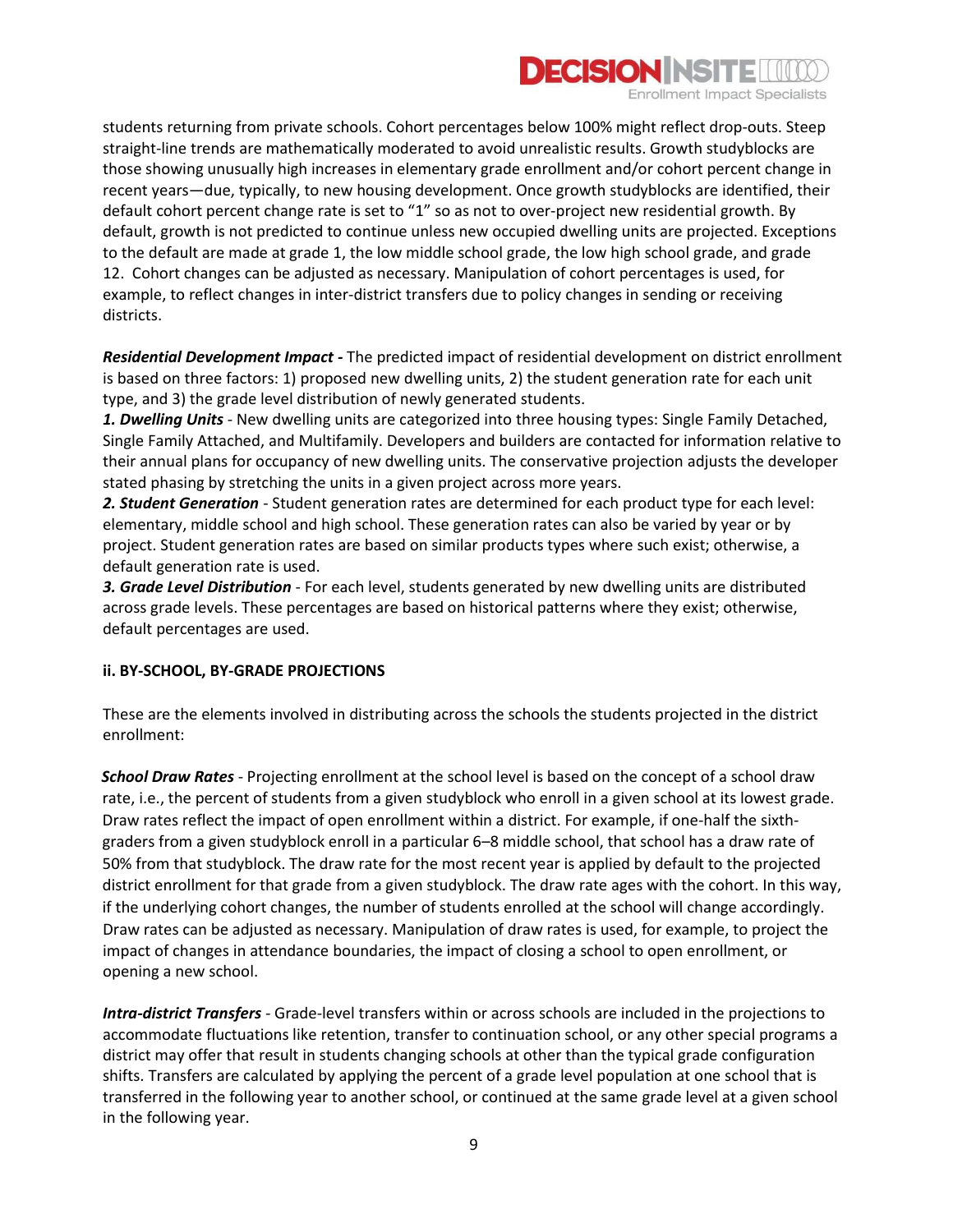students returning from private schools. Cohort percentages below 100% might reflect drop-outs. Steep straight-line trends are mathematically moderated to avoid unrealistic results. Growth studyblocks are those showing unusually high increases in elementary grade enrollment and/or cohort percent change in recent years—due, typically, to new housing development. Once growth studyblocks are identified, their default cohort percent change rate is set to "1" so as not to over-project new residential growth. By default, growth is not predicted to continue unless new occupied dwelling units are projected. Exceptions to the default are made at grade 1, the low middle school grade, the low high school grade, and grade 12. Cohort changes can be adjusted as necessary. Manipulation of cohort percentages is used, for example, to reflect changes in inter-district transfers due to policy changes in sending or receiving districts.

***Residential Development Impact -*** The predicted impact of residential development on district enrollment is based on three factors: 1) proposed new dwelling units, 2) the student generation rate for each unit type, and 3) the grade level distribution of newly generated students.

***1. Dwelling Units*** - New dwelling units are categorized into three housing types: Single Family Detached, Single Family Attached, and Multifamily. Developers and builders are contacted for information relative to their annual plans for occupancy of new dwelling units. The conservative projection adjusts the developer stated phasing by stretching the units in a given project across more years.

***2. Student Generation*** - Student generation rates are determined for each product type for each level: elementary, middle school and high school. These generation rates can also be varied by year or by project. Student generation rates are based on similar products types where such exist; otherwise, a default generation rate is used.

***3. Grade Level Distribution*** - For each level, students generated by new dwelling units are distributed across grade levels. These percentages are based on historical patterns where they exist; otherwise, default percentages are used.

**ii. BY-SCHOOL, BY-GRADE PROJECTIONS**

These are the elements involved in distributing across the schools the students projected in the district enrollment:

***School Draw Rates*** - Projecting enrollment at the school level is based on the concept of a school draw rate, i.e., the percent of students from a given studyblock who enroll in a given school at its lowest grade. Draw rates reflect the impact of open enrollment within a district. For example, if one-half the sixth-graders from a given studyblock enroll in a particular 6–8 middle school, that school has a draw rate of 50% from that studyblock. The draw rate for the most recent year is applied by default to the projected district enrollment for that grade from a given studyblock. The draw rate ages with the cohort. In this way, if the underlying cohort changes, the number of students enrolled at the school will change accordingly. Draw rates can be adjusted as necessary. Manipulation of draw rates is used, for example, to project the impact of changes in attendance boundaries, the impact of closing a school to open enrollment, or opening a new school.

***Intra-district Transfers*** - Grade-level transfers within or across schools are included in the projections to accommodate fluctuations like retention, transfer to continuation school, or any other special programs a district may offer that result in students changing schools at other than the typical grade configuration shifts. Transfers are calculated by applying the percent of a grade level population at one school that is transferred in the following year to another school, or continued at the same grade level at a given school in the following year.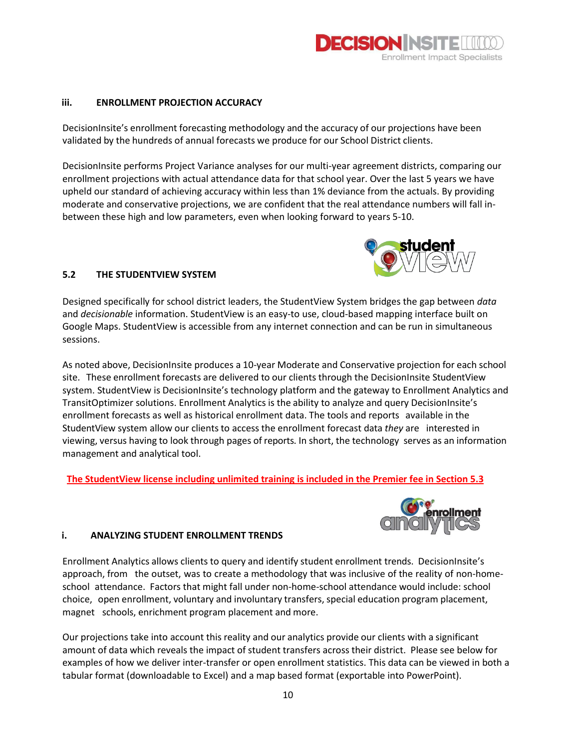### iii. ENROLLMENT PROJECTION ACCURACY

DecisionInsite's enrollment forecasting methodology and the accuracy of our projections have been validated by the hundreds of annual forecasts we produce for our School District clients.

DecisionInsite performs Project Variance analyses for our multi-year agreement districts, comparing our enrollment projections with actual attendance data for that school year. Over the last 5 years we have upheld our standard of achieving accuracy within less than 1% deviance from the actuals. By providing moderate and conservative projections, we are confident that the real attendance numbers will fall in-between these high and low parameters, even when looking forward to years 5-10.

## 5.2 THE STUDENTVIEW SYSTEM

Designed specifically for school district leaders, the StudentView System bridges the gap between *data* and *decisionable* information. StudentView is an easy-to use, cloud-based mapping interface built on Google Maps. StudentView is accessible from any internet connection and can be run in simultaneous sessions.

As noted above, DecisionInsite produces a 10-year Moderate and Conservative projection for each school site. These enrollment forecasts are delivered to our clients through the DecisionInsite StudentView system. StudentView is DecisionInsite's technology platform and the gateway to Enrollment Analytics and TransitOptimizer solutions. Enrollment Analytics is the ability to analyze and query DecisionInsite's enrollment forecasts as well as historical enrollment data. The tools and reports available in the StudentView system allow our clients to access the enrollment forecast data *they* are interested in viewing, versus having to look through pages of reports. In short, the technology serves as an information management and analytical tool.

**The StudentView license including unlimited training is included in the Premier fee in Section 5.3**

### i. ANALYZING STUDENT ENROLLMENT TRENDS

Enrollment Analytics allows clients to query and identify student enrollment trends. DecisionInsite's approach, from the outset, was to create a methodology that was inclusive of the reality of non-home-school attendance. Factors that might fall under non-home-school attendance would include: school choice, open enrollment, voluntary and involuntary transfers, special education program placement, magnet schools, enrichment program placement and more.

Our projections take into account this reality and our analytics provide our clients with a significant amount of data which reveals the impact of student transfers across their district. Please see below for examples of how we deliver inter-transfer or open enrollment statistics. This data can be viewed in both a tabular format (downloadable to Excel) and a map based format (exportable into PowerPoint).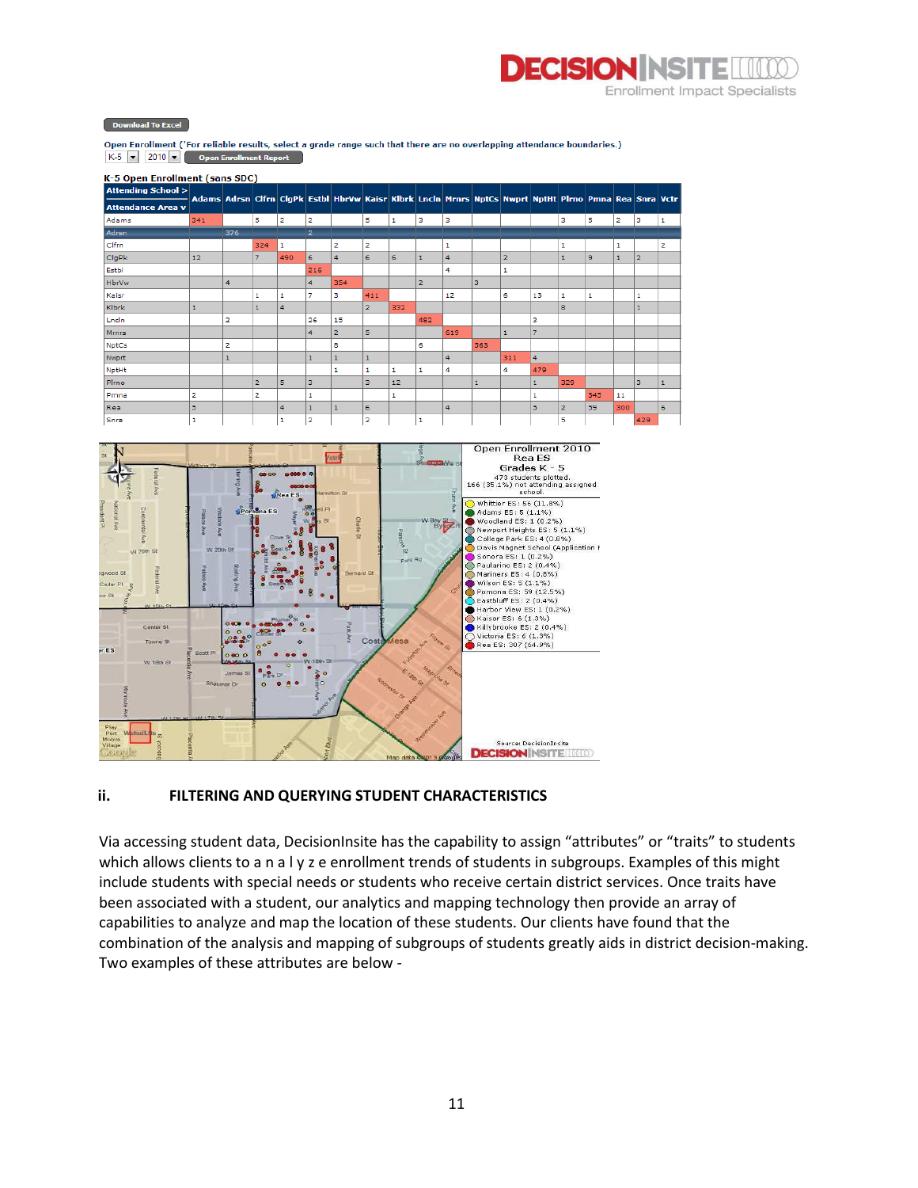Download To Excel

Open Enrollment ('For reliable results, select a grade range such that there are no overlapping attendance boundaries.)

K-5 | 2010 | Open Enrollment Report

**K-5 Open Enrollment (sans SDC)**

| Attending School > / Attendance Area v | Adams | Adrsn | Clfrn | ClgPk | Estbl | HbrVw | Kaisr | Klbrk | Lncln | Mrnrs | NptCs | Nwprt | NptHt | Plrno | Pmna | Rea | Snra | Vctr |
|---|---|---|---|---|---|---|---|---|---|---|---|---|---|---|---|---|---|---|
| Adams | 341 | | 5 | 2 | 2 | | 5 | 1 | 3 | 3 | | | | 3 | 5 | 2 | 3 | 1 |
| Adrsn | | 376 | | | 2 | | | | | | | | | | | | | |
| Clfrn | | | 324 | 1 | | 2 | 2 | | | 1 | | | | 1 | | 1 | | 2 |
| ClgPk | 12 | | 7 | 490 | 6 | 4 | 6 | 6 | 1 | 4 | | 2 | | 1 | 9 | 1 | 2 | |
| Estbl | | | | | 215 | | | | | 4 | | 1 | | | | | | |
| HbrVw | | 4 | | | 4 | 354 | | | 2 | | 3 | | | | | | | |
| Kaisr | | | 1 | 1 | 7 | 3 | 411 | | | 12 | | 6 | 13 | 1 | 1 | | 1 | |
| Klbrk | 1 | | 1 | 4 | | | 2 | 332 | | | | | | 8 | | | 1 | |
| Lncln | | 2 | | | 26 | 15 | | | 482 | | | | 3 | | | | | |
| Mrnrs | | | | | 4 | 2 | 5 | | | 619 | | 1 | 7 | | | | | |
| NptCs | | 2 | | | | 8 | | | 6 | | 563 | | | | | | | |
| Nwprt | | 1 | | | 1 | 1 | 1 | | | 4 | | 311 | 4 | | | | | |
| NptHt | | | | | | 1 | 1 | 1 | 1 | 4 | | 4 | 479 | | | | | |
| Plrno | | | 2 | 5 | 3 | | 3 | 12 | | | 1 | | 1 | 329 | | | 3 | 1 |
| Pmna | 2 | | 2 | | 1 | | | 1 | | | | | 1 | | 345 | 11 | | |
| Rea | 5 | | | 4 | 1 | 1 | 6 | | | 4 | | | 5 | 2 | 59 | 300 | | 6 |
| Snra | 1 | | | 1 | 2 | | 2 | | 1 | | | | | 5 | | | 429 | |

Open Enrollment 2010
Rea ES
Grades K - 5
473 students plotted.
166 (35.1%) not attending assigned school.

- Whittier ES: 56 (11.8%)
- Adams ES: 5 (1.1%)
- Woodland ES: 1 (0.2%)
- Newport Heights ES: 5 (1.1%)
- College Park ES: 4 (0.8%)
- Davis Magnet School (Application I
- Sonora ES: 1 (0.2%)
- Paularino ES: 2 (0.4%)
- Mariners ES: 4 (0.8%)
- Wilson ES: 5 (1.1%)
- Pomona ES: 59 (12.5%)
- Eastbluff ES: 2 (0.4%)
- Harbor View ES: 1 (0.2%)
- Kaiser ES: 6 (1.3%)
- Killybrooke ES: 2 (0.4%)
- Victoria ES: 6 (1.3%)
- Rea ES: 307 (64.9%)

Source: DecisionInsite

### ii. FILTERING AND QUERYING STUDENT CHARACTERISTICS

Via accessing student data, DecisionInsite has the capability to assign "attributes" or "traits" to students which allows clients to a n a l y z e enrollment trends of students in subgroups. Examples of this might include students with special needs or students who receive certain district services. Once traits have been associated with a student, our analytics and mapping technology then provide an array of capabilities to analyze and map the location of these students. Our clients have found that the combination of the analysis and mapping of subgroups of students greatly aids in district decision-making. Two examples of these attributes are below -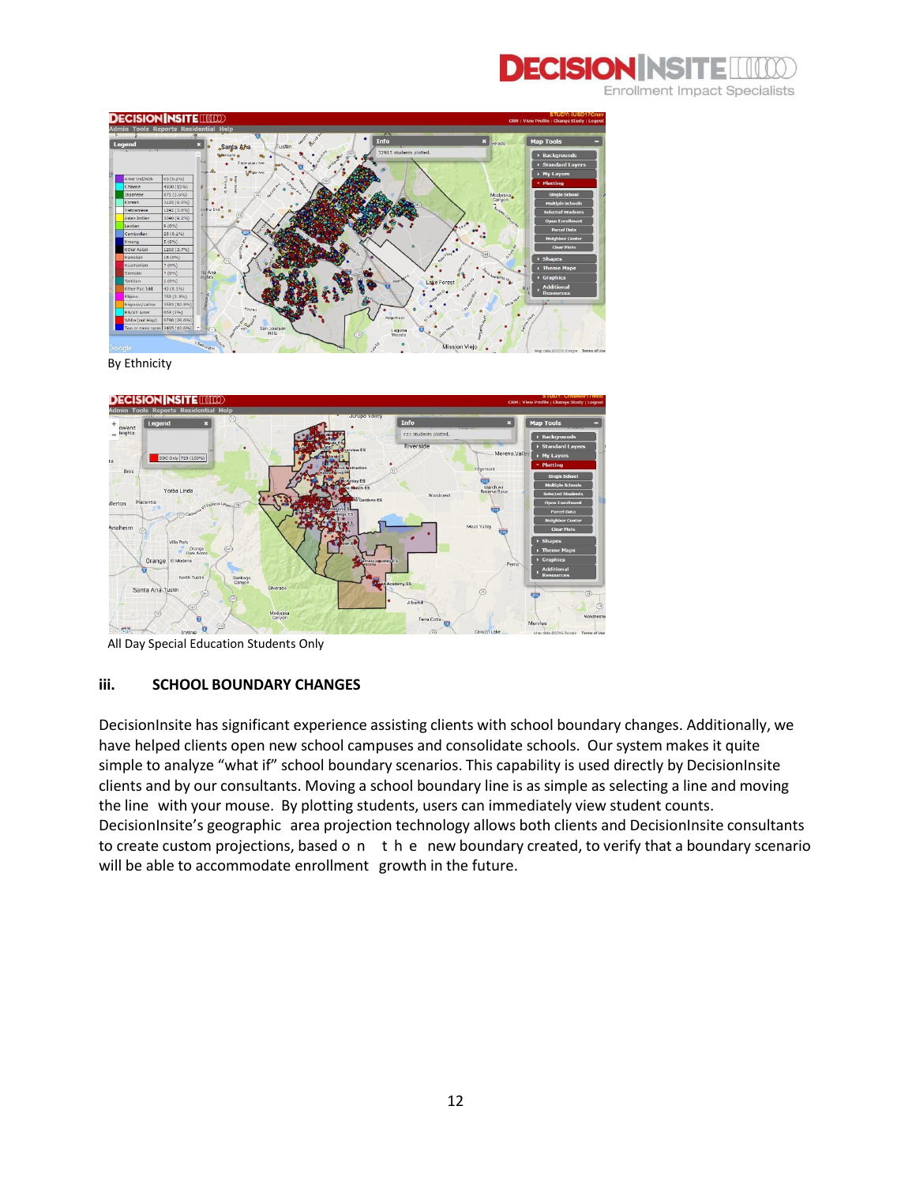By Ethnicity

All Day Special Education Students Only

### iii. SCHOOL BOUNDARY CHANGES

DecisionInsite has significant experience assisting clients with school boundary changes. Additionally, we have helped clients open new school campuses and consolidate schools. Our system makes it quite simple to analyze "what if" school boundary scenarios. This capability is used directly by DecisionInsite clients and by our consultants. Moving a school boundary line is as simple as selecting a line and moving the line with your mouse. By plotting students, users can immediately view student counts. DecisionInsite's geographic area projection technology allows both clients and DecisionInsite consultants to create custom projections, based on the new boundary created, to verify that a boundary scenario will be able to accommodate enrollment growth in the future.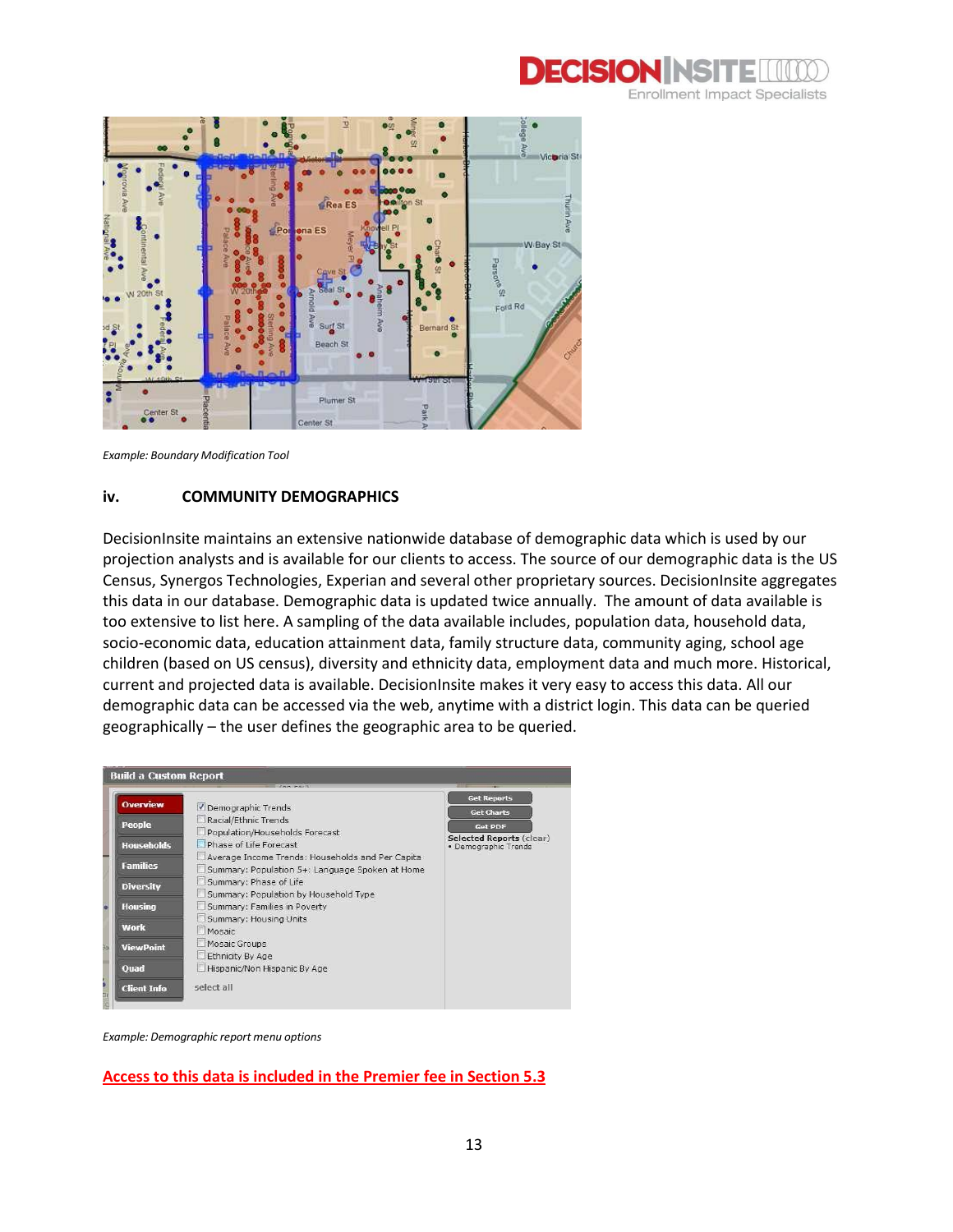*Example: Boundary Modification Tool*

### iv. COMMUNITY DEMOGRAPHICS

DecisionInsite maintains an extensive nationwide database of demographic data which is used by our projection analysts and is available for our clients to access. The source of our demographic data is the US Census, Synergos Technologies, Experian and several other proprietary sources. DecisionInsite aggregates this data in our database. Demographic data is updated twice annually. The amount of data available is too extensive to list here. A sampling of the data available includes, population data, household data, socio-economic data, education attainment data, family structure data, community aging, school age children (based on US census), diversity and ethnicity data, employment data and much more. Historical, current and projected data is available. DecisionInsite makes it very easy to access this data. All our demographic data can be accessed via the web, anytime with a district login. This data can be queried geographically – the user defines the geographic area to be queried.

*Example: Demographic report menu options*

**Access to this data is included in the Premier fee in Section 5.3**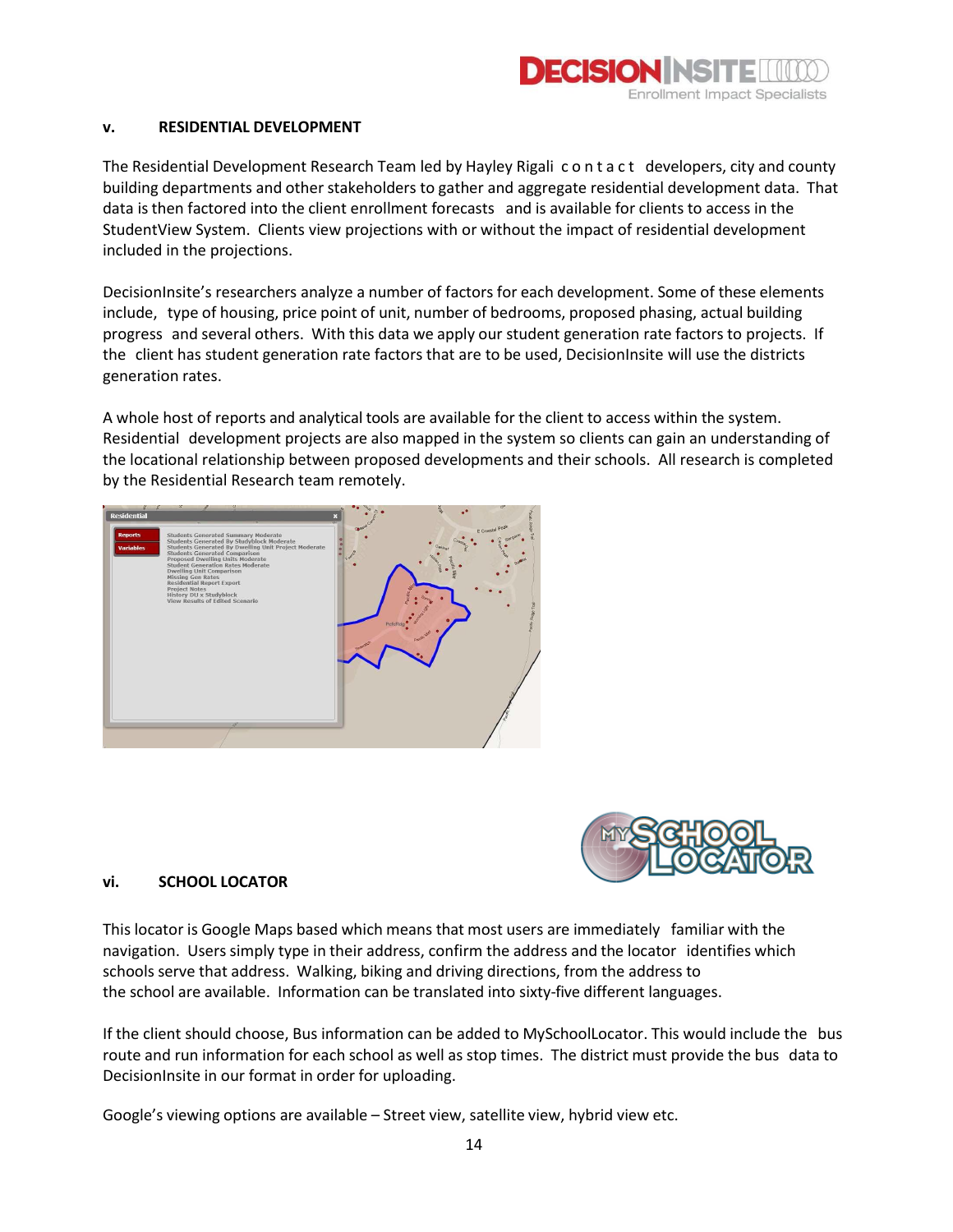## v. RESIDENTIAL DEVELOPMENT

The Residential Development Research Team led by Hayley Rigali contact developers, city and county building departments and other stakeholders to gather and aggregate residential development data. That data is then factored into the client enrollment forecasts and is available for clients to access in the StudentView System. Clients view projections with or without the impact of residential development included in the projections.

DecisionInsite's researchers analyze a number of factors for each development. Some of these elements include, type of housing, price point of unit, number of bedrooms, proposed phasing, actual building progress and several others. With this data we apply our student generation rate factors to projects. If the client has student generation rate factors that are to be used, DecisionInsite will use the districts generation rates.

A whole host of reports and analytical tools are available for the client to access within the system. Residential development projects are also mapped in the system so clients can gain an understanding of the locational relationship between proposed developments and their schools. All research is completed by the Residential Research team remotely.

## vi. SCHOOL LOCATOR

This locator is Google Maps based which means that most users are immediately familiar with the navigation. Users simply type in their address, confirm the address and the locator identifies which schools serve that address. Walking, biking and driving directions, from the address to the school are available. Information can be translated into sixty-five different languages.

If the client should choose, Bus information can be added to MySchoolLocator. This would include the bus route and run information for each school as well as stop times. The district must provide the bus data to DecisionInsite in our format in order for uploading.

Google's viewing options are available – Street view, satellite view, hybrid view etc.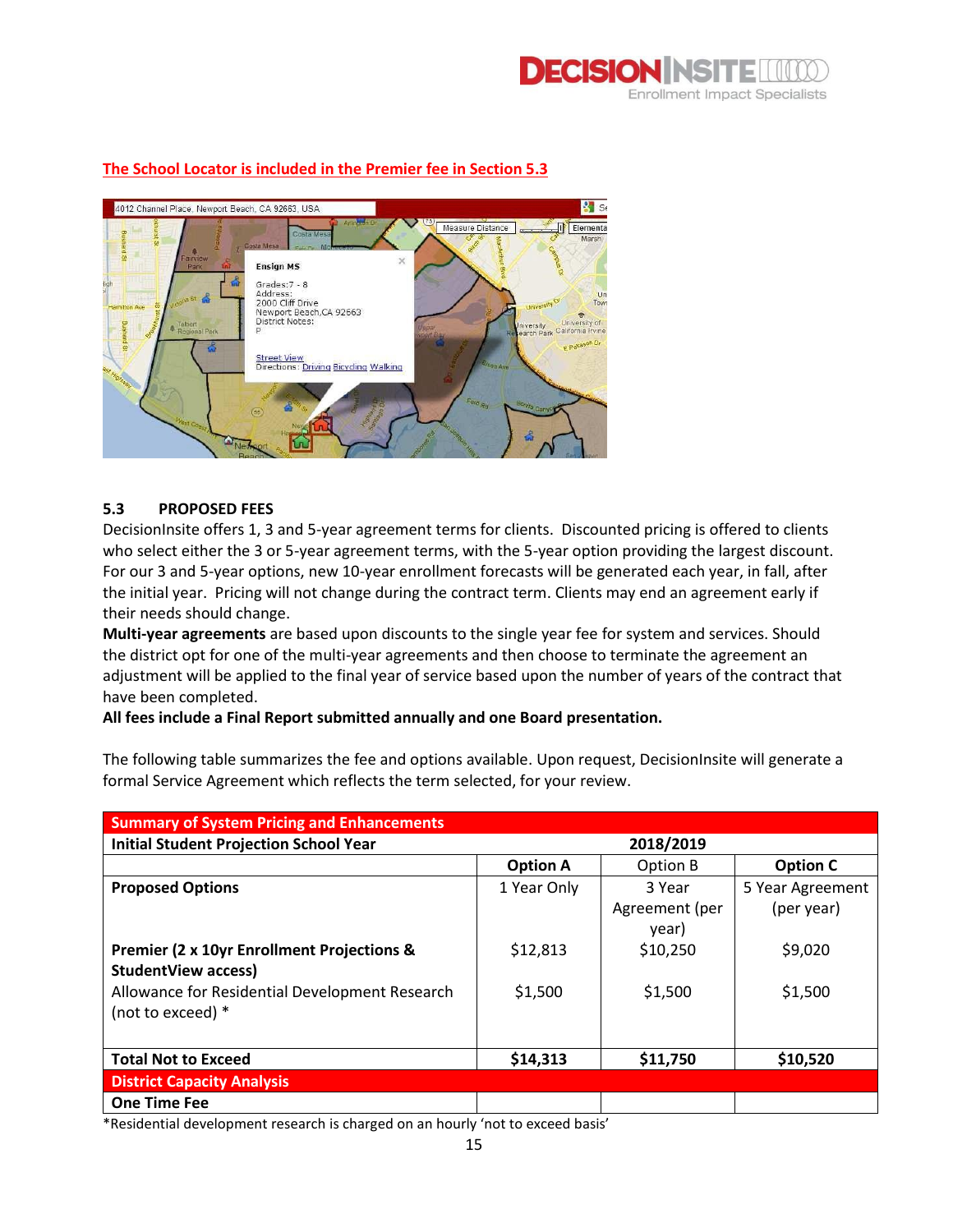**The School Locator is included in the Premier fee in Section 5.3**

### 5.3 PROPOSED FEES

DecisionInsite offers 1, 3 and 5-year agreement terms for clients. Discounted pricing is offered to clients who select either the 3 or 5-year agreement terms, with the 5-year option providing the largest discount. For our 3 and 5-year options, new 10-year enrollment forecasts will be generated each year, in fall, after the initial year. Pricing will not change during the contract term. Clients may end an agreement early if their needs should change.

**Multi-year agreements** are based upon discounts to the single year fee for system and services. Should the district opt for one of the multi-year agreements and then choose to terminate the agreement an adjustment will be applied to the final year of service based upon the number of years of the contract that have been completed.

**All fees include a Final Report submitted annually and one Board presentation.**

The following table summarizes the fee and options available. Upon request, DecisionInsite will generate a formal Service Agreement which reflects the term selected, for your review.

| **Summary of System Pricing and Enhancements** | | | |
|---|---|---|---|
| **Initial Student Projection School Year** | **2018/2019** | | |
| | **Option A** | Option B | **Option C** |
| **Proposed Options** | 1 Year Only | 3 Year Agreement (per year) | 5 Year Agreement (per year) |
| **Premier (2 x 10yr Enrollment Projections & StudentView access)** | $12,813 | $10,250 | $9,020 |
| Allowance for Residential Development Research (not to exceed) * | $1,500 | $1,500 | $1,500 |
| **Total Not to Exceed** | **$14,313** | **$11,750** | **$10,520** |
| **District Capacity Analysis** | | | |
| **One Time Fee** | | | |

*Residential development research is charged on an hourly 'not to exceed basis'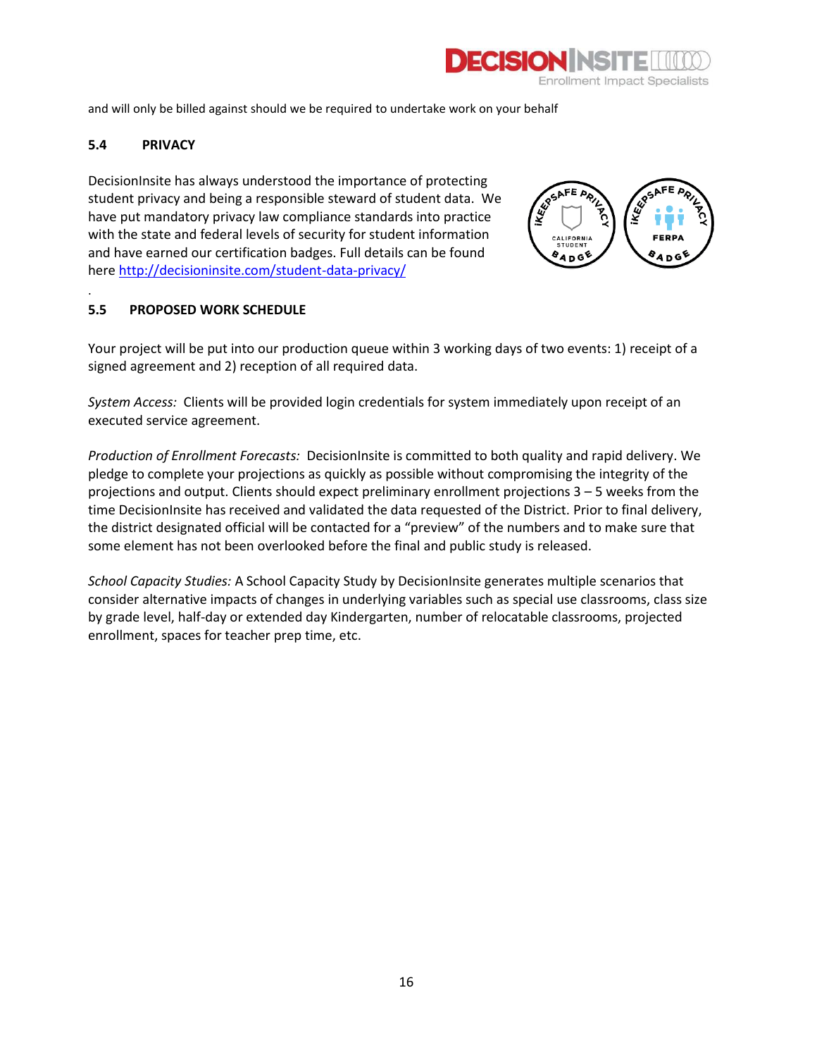and will only be billed against should we be required to undertake work on your behalf

### 5.4 PRIVACY

DecisionInsite has always understood the importance of protecting student privacy and being a responsible steward of student data. We have put mandatory privacy law compliance standards into practice with the state and federal levels of security for student information and have earned our certification badges. Full details can be found here http://decisioninsite.com/student-data-privacy/

iKEEPSAFE PRIVACY CALIFORNIA STUDENT BADGE

iKEEPSAFE PRIVACY FERPA BADGE

.

### 5.5 PROPOSED WORK SCHEDULE

Your project will be put into our production queue within 3 working days of two events: 1) receipt of a signed agreement and 2) reception of all required data.

*System Access:* Clients will be provided login credentials for system immediately upon receipt of an executed service agreement.

*Production of Enrollment Forecasts:* DecisionInsite is committed to both quality and rapid delivery. We pledge to complete your projections as quickly as possible without compromising the integrity of the projections and output. Clients should expect preliminary enrollment projections 3 – 5 weeks from the time DecisionInsite has received and validated the data requested of the District. Prior to final delivery, the district designated official will be contacted for a "preview" of the numbers and to make sure that some element has not been overlooked before the final and public study is released.

*School Capacity Studies:* A School Capacity Study by DecisionInsite generates multiple scenarios that consider alternative impacts of changes in underlying variables such as special use classrooms, class size by grade level, half-day or extended day Kindergarten, number of relocatable classrooms, projected enrollment, spaces for teacher prep time, etc.